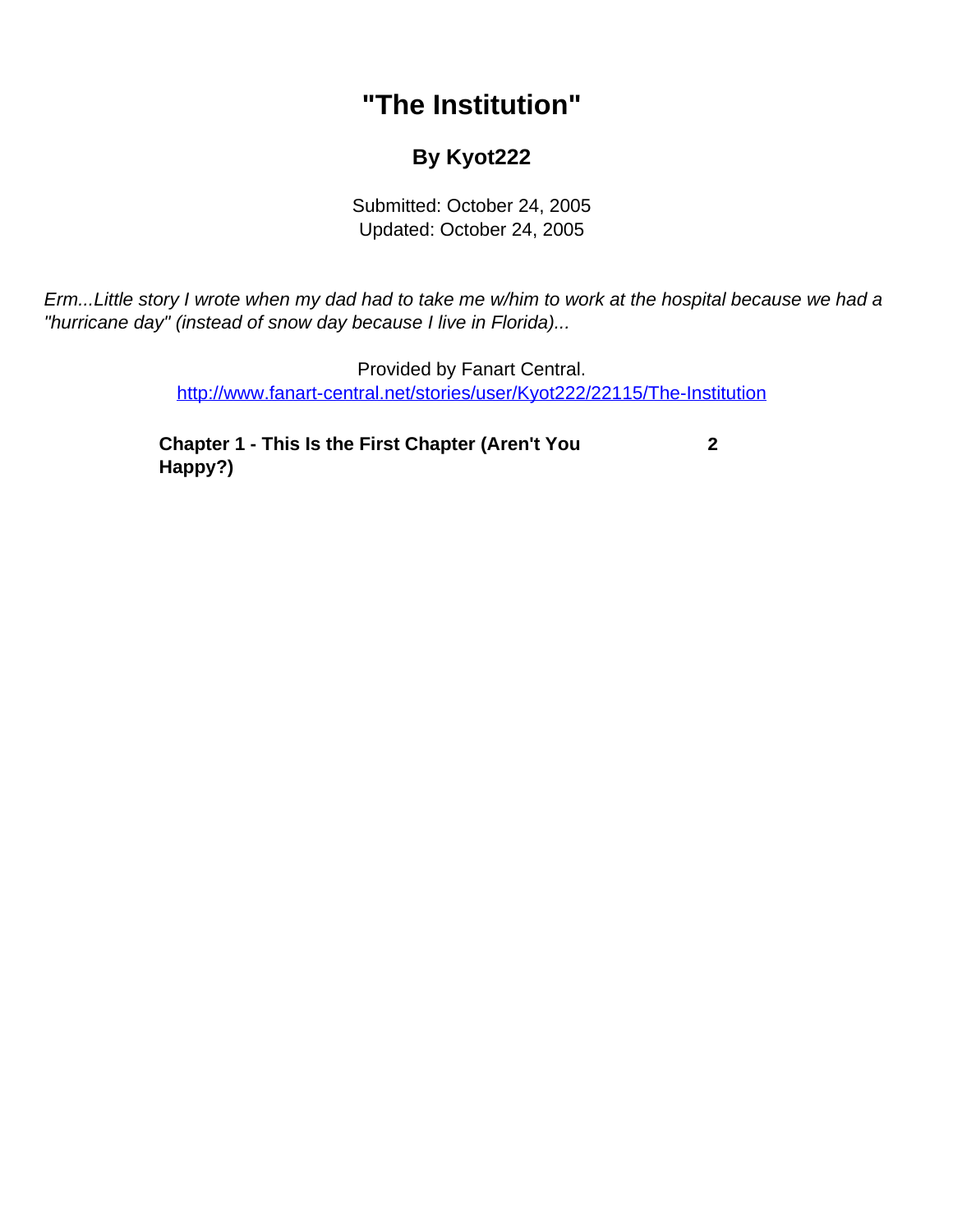# "The Institution"

## By Kyot222

Submitted: October 24, 2005
Updated: October 24, 2005

*Erm...Little story I wrote when my dad had to take me w/him to work at the hospital because we had a "hurricane day" (instead of snow day because I live in Florida)...*

Provided by Fanart Central.
[http://www.fanart-central.net/stories/user/Kyot222/22115/The-Institution](http://www.fanart-central.net/stories/user/Kyot222/22115/The-Institution)

| | |
|---|---|
| **Chapter 1 - This Is the First Chapter (Aren't You Happy?)** | **2** |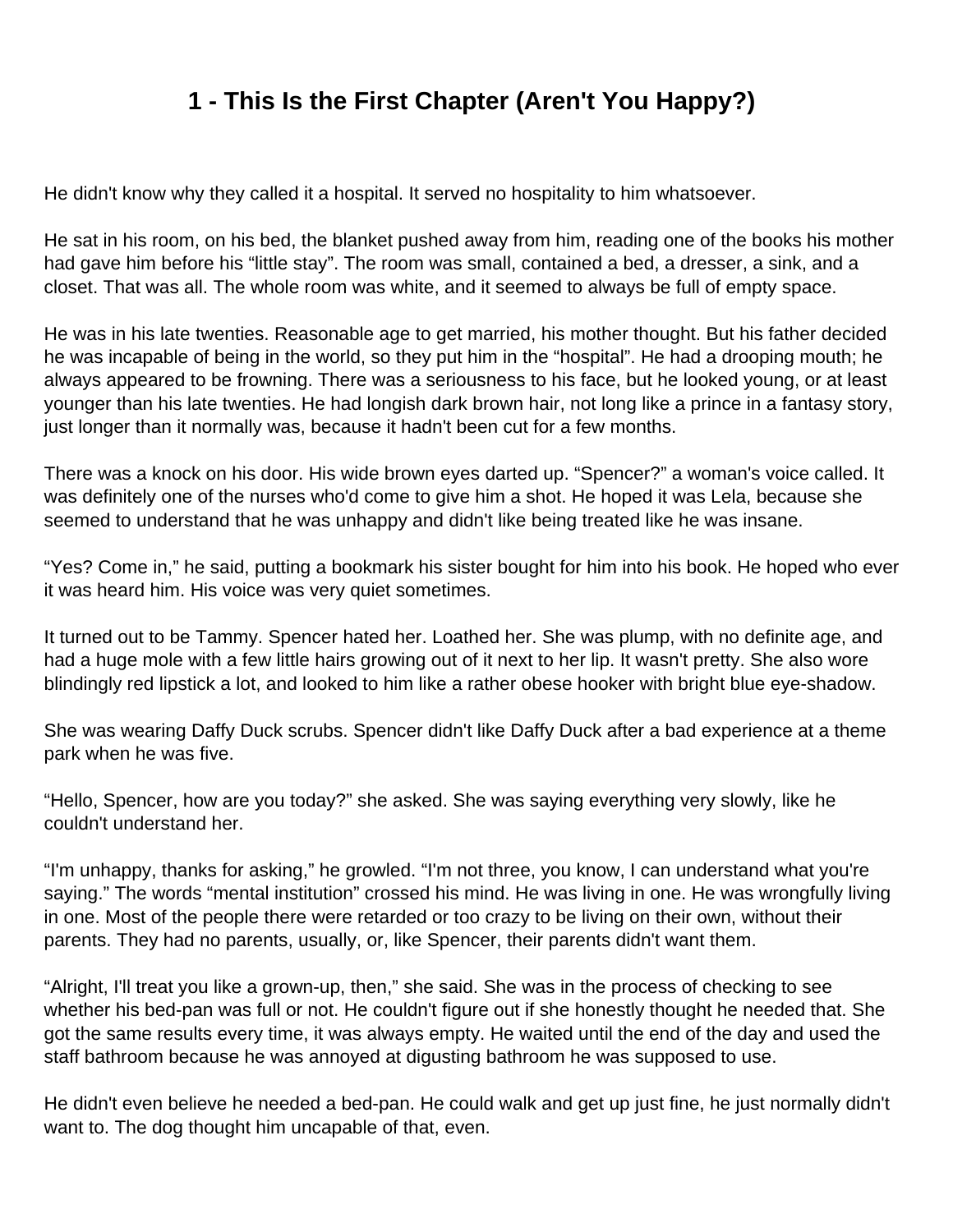# 1 - This Is the First Chapter (Aren't You Happy?)

He didn't know why they called it a hospital. It served no hospitality to him whatsoever.

He sat in his room, on his bed, the blanket pushed away from him, reading one of the books his mother had gave him before his "little stay". The room was small, contained a bed, a dresser, a sink, and a closet. That was all. The whole room was white, and it seemed to always be full of empty space.

He was in his late twenties. Reasonable age to get married, his mother thought. But his father decided he was incapable of being in the world, so they put him in the "hospital". He had a drooping mouth; he always appeared to be frowning. There was a seriousness to his face, but he looked young, or at least younger than his late twenties. He had longish dark brown hair, not long like a prince in a fantasy story, just longer than it normally was, because it hadn't been cut for a few months.

There was a knock on his door. His wide brown eyes darted up. "Spencer?" a woman's voice called. It was definitely one of the nurses who'd come to give him a shot. He hoped it was Lela, because she seemed to understand that he was unhappy and didn't like being treated like he was insane.

"Yes? Come in," he said, putting a bookmark his sister bought for him into his book. He hoped who ever it was heard him. His voice was very quiet sometimes.

It turned out to be Tammy. Spencer hated her. Loathed her. She was plump, with no definite age, and had a huge mole with a few little hairs growing out of it next to her lip. It wasn't pretty. She also wore blindingly red lipstick a lot, and looked to him like a rather obese hooker with bright blue eye-shadow.

She was wearing Daffy Duck scrubs. Spencer didn't like Daffy Duck after a bad experience at a theme park when he was five.

"Hello, Spencer, how are you today?" she asked. She was saying everything very slowly, like he couldn't understand her.

"I'm unhappy, thanks for asking," he growled. "I'm not three, you know, I can understand what you're saying." The words "mental institution" crossed his mind. He was living in one. He was wrongfully living in one. Most of the people there were retarded or too crazy to be living on their own, without their parents. They had no parents, usually, or, like Spencer, their parents didn't want them.

"Alright, I'll treat you like a grown-up, then," she said. She was in the process of checking to see whether his bed-pan was full or not. He couldn't figure out if she honestly thought he needed that. She got the same results every time, it was always empty. He waited until the end of the day and used the staff bathroom because he was annoyed at digusting bathroom he was supposed to use.

He didn't even believe he needed a bed-pan. He could walk and get up just fine, he just normally didn't want to. The dog thought him uncapable of that, even.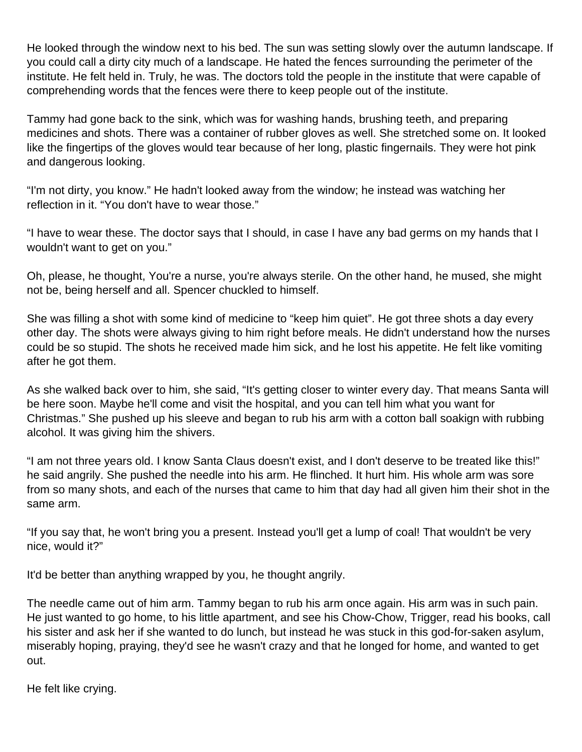He looked through the window next to his bed. The sun was setting slowly over the autumn landscape. If you could call a dirty city much of a landscape. He hated the fences surrounding the perimeter of the institute. He felt held in. Truly, he was. The doctors told the people in the institute that were capable of comprehending words that the fences were there to keep people out of the institute.

Tammy had gone back to the sink, which was for washing hands, brushing teeth, and preparing medicines and shots. There was a container of rubber gloves as well. She stretched some on. It looked like the fingertips of the gloves would tear because of her long, plastic fingernails. They were hot pink and dangerous looking.

“I'm not dirty, you know.” He hadn't looked away from the window; he instead was watching her reflection in it. “You don't have to wear those.”

“I have to wear these. The doctor says that I should, in case I have any bad germs on my hands that I wouldn't want to get on you.”

Oh, please, he thought, You're a nurse, you're always sterile. On the other hand, he mused, she might not be, being herself and all. Spencer chuckled to himself.

She was filling a shot with some kind of medicine to “keep him quiet”. He got three shots a day every other day. The shots were always giving to him right before meals. He didn't understand how the nurses could be so stupid. The shots he received made him sick, and he lost his appetite. He felt like vomiting after he got them.

As she walked back over to him, she said, “It's getting closer to winter every day. That means Santa will be here soon. Maybe he'll come and visit the hospital, and you can tell him what you want for Christmas.” She pushed up his sleeve and began to rub his arm with a cotton ball soakign with rubbing alcohol. It was giving him the shivers.

“I am not three years old. I know Santa Claus doesn't exist, and I don't deserve to be treated like this!” he said angrily. She pushed the needle into his arm. He flinched. It hurt him. His whole arm was sore from so many shots, and each of the nurses that came to him that day had all given him their shot in the same arm.

“If you say that, he won't bring you a present. Instead you'll get a lump of coal! That wouldn't be very nice, would it?”

It'd be better than anything wrapped by you, he thought angrily.

The needle came out of him arm. Tammy began to rub his arm once again. His arm was in such pain. He just wanted to go home, to his little apartment, and see his Chow-Chow, Trigger, read his books, call his sister and ask her if she wanted to do lunch, but instead he was stuck in this god-for-saken asylum, miserably hoping, praying, they'd see he wasn't crazy and that he longed for home, and wanted to get out.

He felt like crying.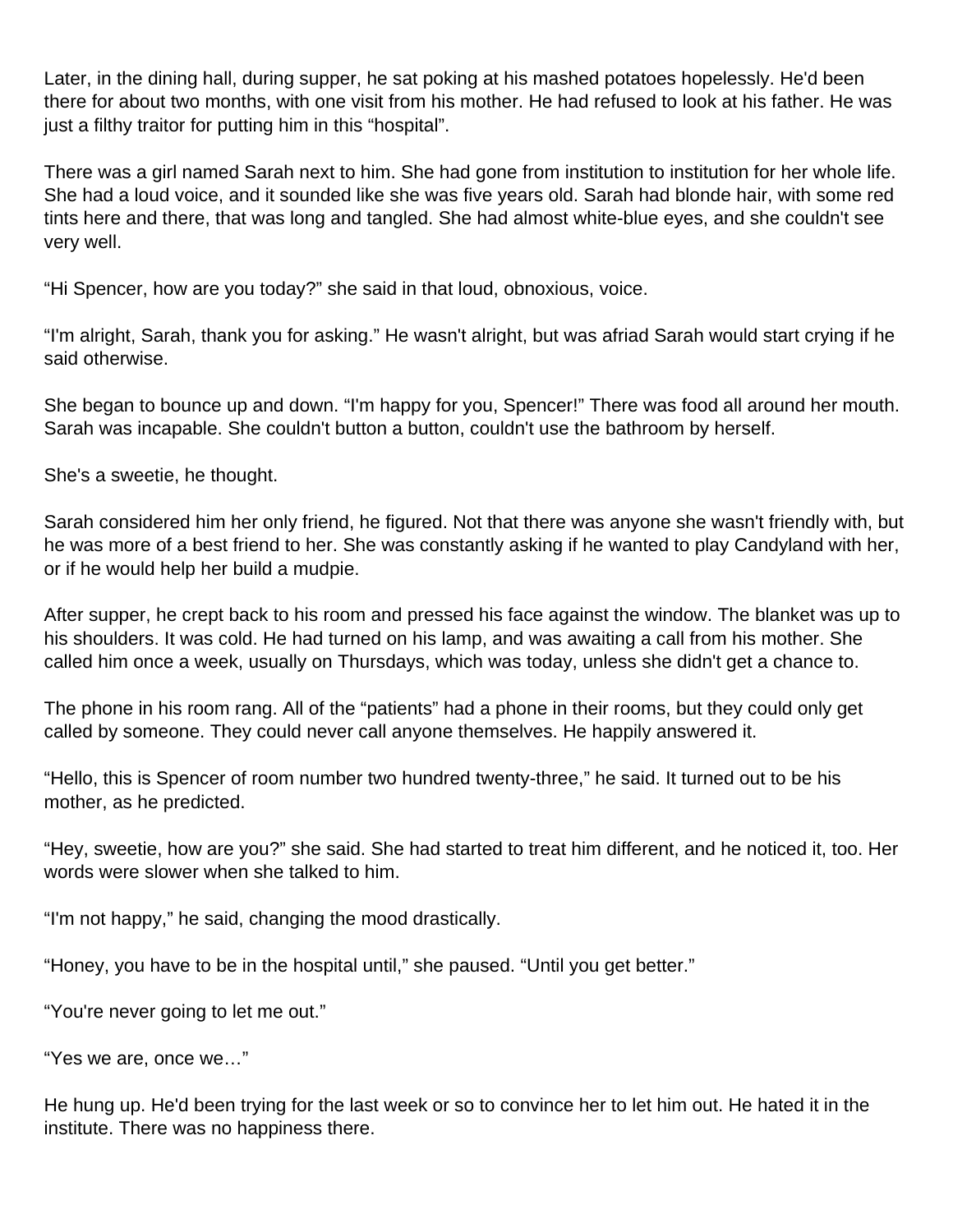Later, in the dining hall, during supper, he sat poking at his mashed potatoes hopelessly. He'd been there for about two months, with one visit from his mother. He had refused to look at his father. He was just a filthy traitor for putting him in this "hospital".

There was a girl named Sarah next to him. She had gone from institution to institution for her whole life. She had a loud voice, and it sounded like she was five years old. Sarah had blonde hair, with some red tints here and there, that was long and tangled. She had almost white-blue eyes, and she couldn't see very well.

"Hi Spencer, how are you today?" she said in that loud, obnoxious, voice.

"I'm alright, Sarah, thank you for asking." He wasn't alright, but was afriad Sarah would start crying if he said otherwise.

She began to bounce up and down. "I'm happy for you, Spencer!" There was food all around her mouth. Sarah was incapable. She couldn't button a button, couldn't use the bathroom by herself.

She's a sweetie, he thought.

Sarah considered him her only friend, he figured. Not that there was anyone she wasn't friendly with, but he was more of a best friend to her. She was constantly asking if he wanted to play Candyland with her, or if he would help her build a mudpie.

After supper, he crept back to his room and pressed his face against the window. The blanket was up to his shoulders. It was cold. He had turned on his lamp, and was awaiting a call from his mother. She called him once a week, usually on Thursdays, which was today, unless she didn't get a chance to.

The phone in his room rang. All of the "patients" had a phone in their rooms, but they could only get called by someone. They could never call anyone themselves. He happily answered it.

"Hello, this is Spencer of room number two hundred twenty-three," he said. It turned out to be his mother, as he predicted.

"Hey, sweetie, how are you?" she said. She had started to treat him different, and he noticed it, too. Her words were slower when she talked to him.

"I'm not happy," he said, changing the mood drastically.

"Honey, you have to be in the hospital until," she paused. "Until you get better."

"You're never going to let me out."

"Yes we are, once we…"

He hung up. He'd been trying for the last week or so to convince her to let him out. He hated it in the institute. There was no happiness there.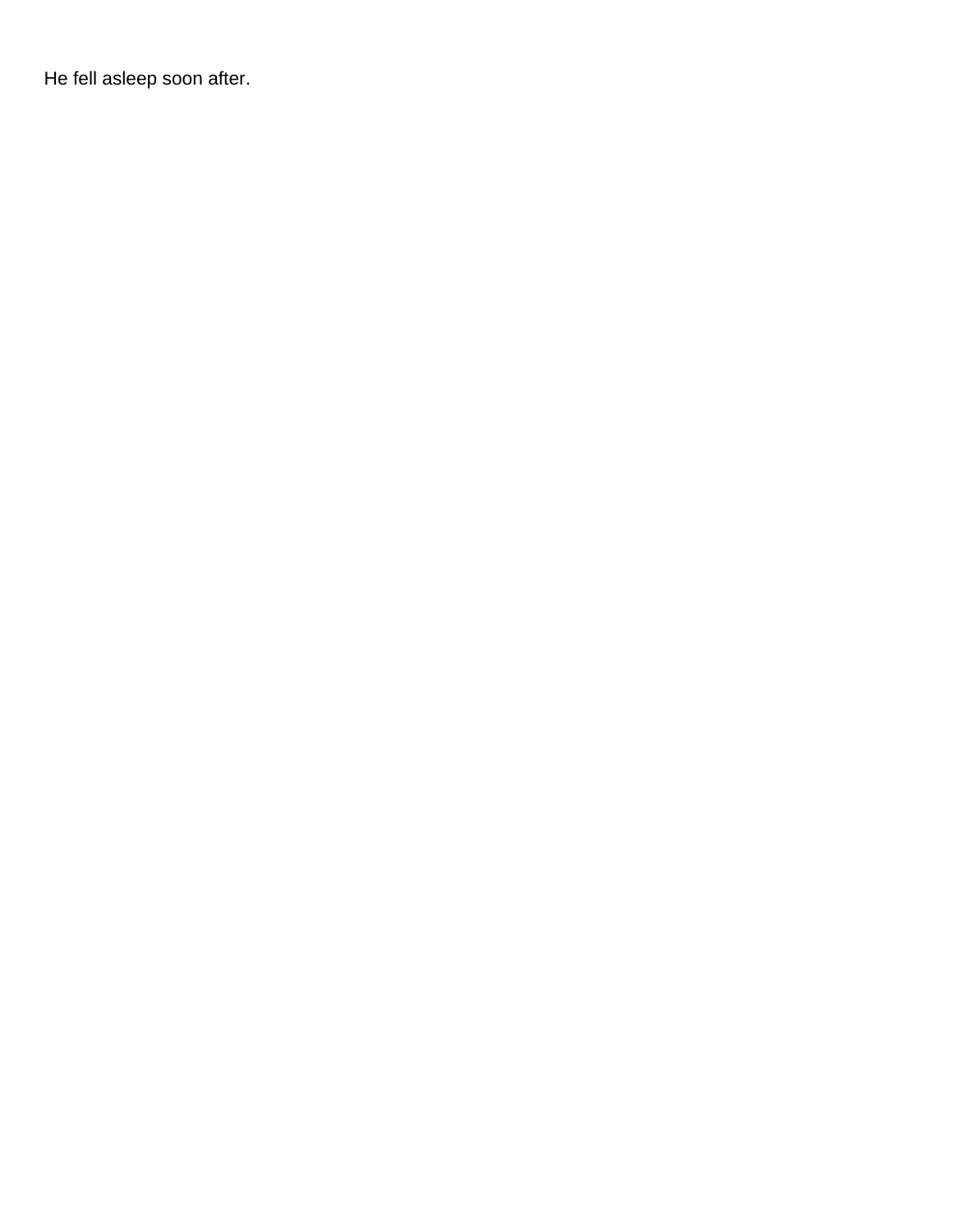He fell asleep soon after.